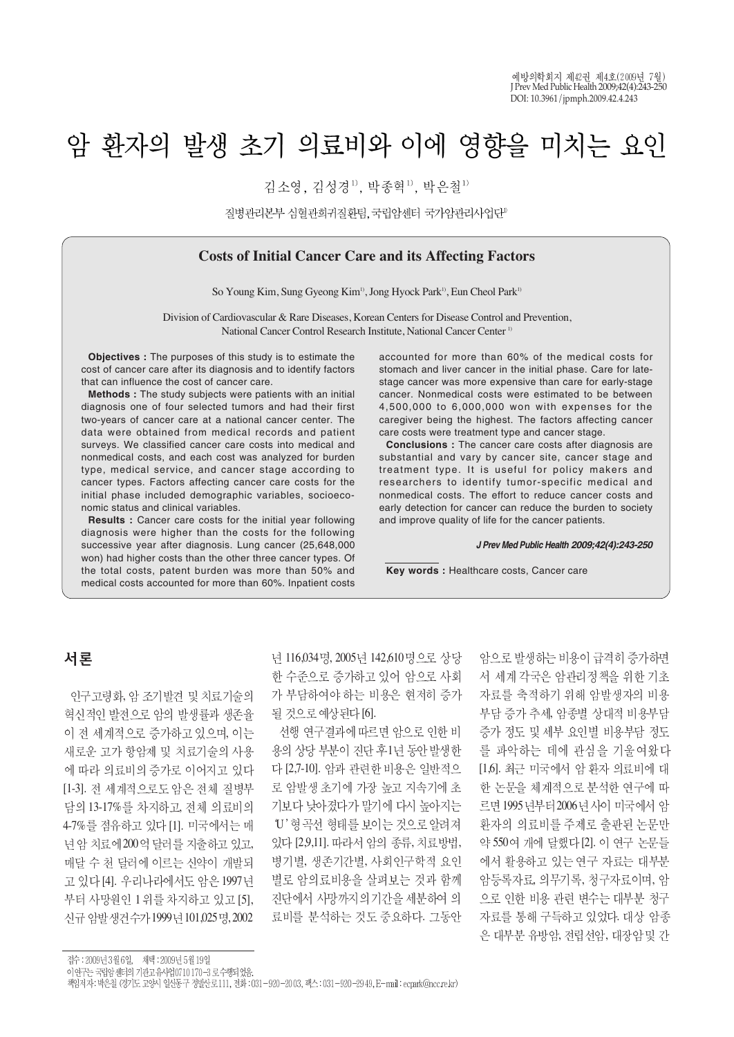# 암 환자의 발생 초기 의료비와 이에 영향을 미치는 요인

김소영, 김성경[1)], 박종혁[1)], 박은철[1)]

질병관리본부 심혈관희귀질환팀, 국립암센터 국가암관리사업단[1)]

## Costs of Initial Cancer Care and its Affecting Factors

So Young Kim, Sung Gyeong Kim[1)], Jong Hyock Park[1)], Eun Cheol Park[1)]

Division of Cardiovascular & Rare Diseases, Korean Centers for Disease Control and Prevention, National Cancer Control Research Institute, National Cancer Center [1)]

**Objectives :** The purposes of this study is to estimate the cost of cancer care after its diagnosis and to identify factors that can influence the cost of cancer care.

**Methods :** The study subjects were patients with an initial diagnosis one of four selected tumors and had their first two-years of cancer care at a national cancer center. The data were obtained from medical records and patient surveys. We classified cancer care costs into medical and nonmedical costs, and each cost was analyzed for burden type, medical service, and cancer stage according to cancer types. Factors affecting cancer care costs for the initial phase included demographic variables, socioeconomic status and clinical variables.

**Results :** Cancer care costs for the initial year following diagnosis were higher than the costs for the following successive year after diagnosis. Lung cancer (25,648,000 won) had higher costs than the other three cancer types. Of the total costs, patent burden was more than 50% and medical costs accounted for more than 60%. Inpatient costs accounted for more than 60% of the medical costs for stomach and liver cancer in the initial phase. Care for late-stage cancer was more expensive than care for early-stage cancer. Nonmedical costs were estimated to be between 4,500,000 to 6,000,000 won with expenses for the caregiver being the highest. The factors affecting cancer care costs were treatment type and cancer stage.

**Conclusions :** The cancer care costs after diagnosis are substantial and vary by cancer site, cancer stage and treatment type. It is useful for policy makers and researchers to identify tumor-specific medical and nonmedical costs. The effort to reduce cancer costs and early detection for cancer can reduce the burden to society and improve quality of life for the cancer patients.

*J Prev Med Public Health 2009;42(4):243-250*

**Key words :** Healthcare costs, Cancer care

## 서론

인구고령화, 암 조기발견 및 치료기술의 혁신적인 발전으로 암의 발생률과 생존율이 전 세계적으로 증가하고있으며, 이는 새로운 고가 항암제 및 치료기술의 사용에 따라 의료비의 증가로 이어지고 있다 [1-3]. 전 세계적으로도 암은 전체 질병부담의 13-17%를 차지하고, 전체 의료비의 4-7%를 점유하고 있다 [1]. 미국에서는 매년 암 치료에 200억 달러를 지출하고 있고, 매달 수 천 달러에 이르는 신약이 개발되고 있다 [4]. 우리나라에서도 암은 1997년부터 사망원인 1위를 차지하고 있고 [5], 신규 암발생건수가 1999년 101,025명, 2002년 116,034명, 2005년 142,610명으로 상당한 수준으로 증가하고 있어 암으로 사회가 부담하여야 하는 비용은 현저히 증가될 것으로 예상된다 [6].

선행 연구결과에 따르면 암으로 인한 비용의 상당 부분이 진단 후1년 동안 발생한다 [2,7-10]. 암과 관련한 비용은 일반적으로 암발생 초기에 가장 높고 지속기에 초기보다 낮아졌다가 말기에 다시 높아지는 'U' 형곡선 형태를 보이는 것으로 알려져 있다 [2,9,11]. 따라서 암의 종류, 치료방법, 병기별, 생존기간별, 사회인구학적 요인별로 암의료비용을 살펴보는 것과 함께 진단에서 사망까지의 기간을 세분하여 의료비를 분석하는 것도 중요하다. 그동안 암으로 발생하는 비용이 급격히 증가하면서 세계 각국은 암관리정책을 위한 기초자료를 축적하기 위해 암발생자의 비용부담 증가 추세, 암종별 상대적 비용부담 증가 정도 및 세부 요인별 비용부담 정도를 파악하는 데에 관심을 기울여왔다 [1,6]. 최근 미국에서 암 환자 의료비에 대한 논문을 체계적으로 분석한 연구에 따르면 1995년부터 2006년 사이 미국에서 암 환자의 의료비를 주제로 출판된 논문만 약 550여 개에 달했다 [2]. 이 연구 논문들에서 활용하고 있는 연구 자료는 대부분 암등록자료, 의무기록, 청구자료이며, 암으로 인한 비용 관련 변수는 대부분 청구자료를 통해 구득하고 있었다. 대상 암종은 대부분 유방암, 전립선암, 대장암 및 간

접수 : 2009년 3월 6일, 채택 : 2009년 5월 19일
이 연구는 국립암센터의 기관고유사업 0710170-3 로 수행되었음.
책임저자 : 박은철 (경기도 고양시 일산동구 정발산로 111, 전화 : 031-920-2003, 팩스 : 031-920-2949, E-mail : ecpark@ncc.re.kr)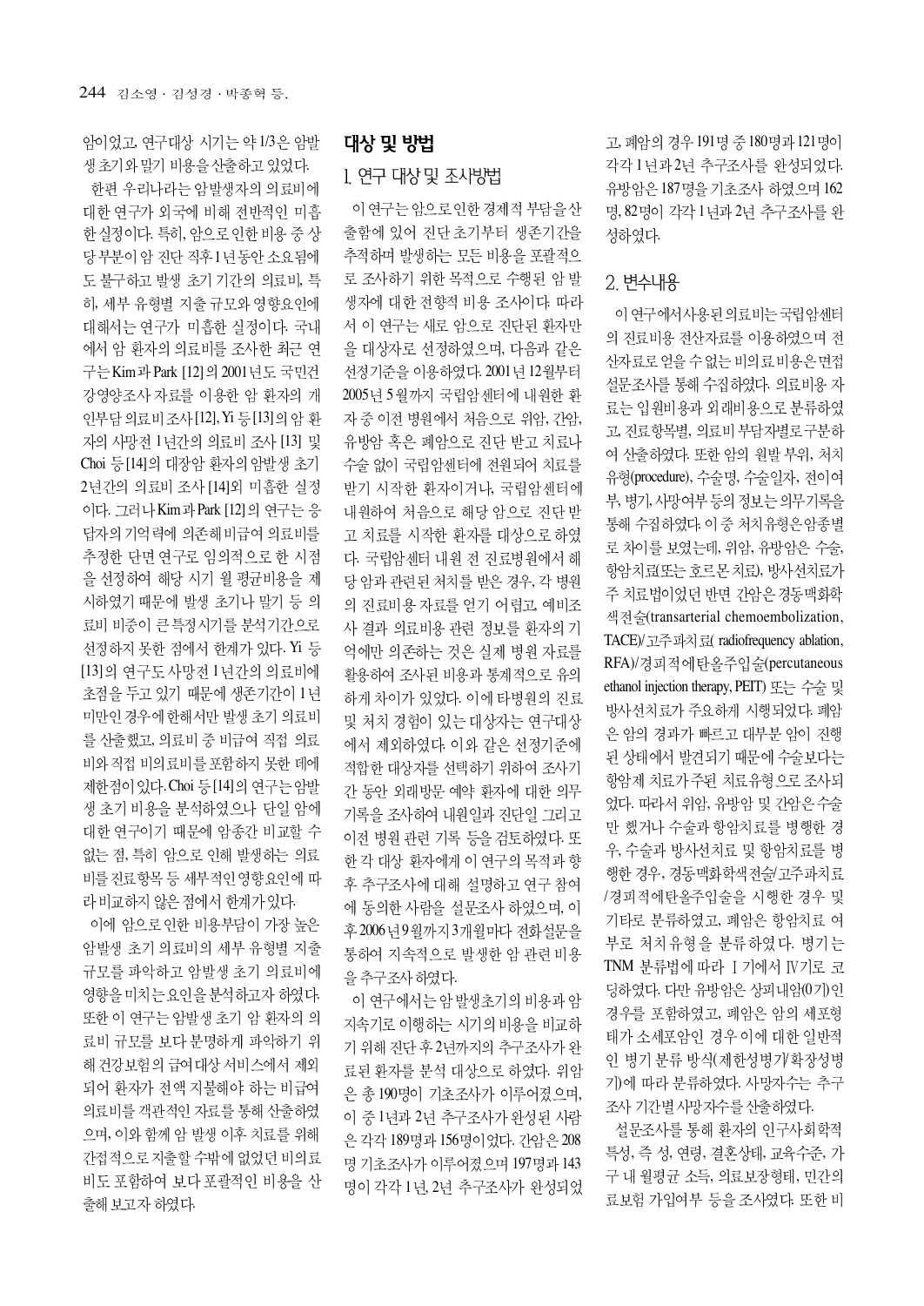암이었고, 연구대상 시기는 약 1/3은 암발생 초기와 말기 비용을 산출하고 있었다.

한편 우리나라는 암발생자의 의료비에 대한 연구가 외국에 비해 전반적인 미흡한 실정이다. 특히, 암으로 인한 비용 중 상당 부분이 암 진단 직후 1년 동안 소요됨에도 불구하고 발생 초기 기간의 의료비, 특히, 세부 유형별 지출 규모와 영향요인에 대해서는 연구가 미흡한 실정이다. 국내에서 암 환자의 의료비를 조사한 최근 연구는 Kim과 Park [12]의 2001년도 국민건강영양조사 자료를 이용한 암 환자의 개인부담 의료비 조사 [12], Yi 등 [13]의 암 환자의 사망전 1년간의 의료비 조사 [13] 및 Choi 등 [14]의 대장암 환자의 암발생 초기 2년간의 의료비 조사 [14]외 미흡한 실정이다. 그러나 Kim과 Park [12]의 연구는 응답자의 기억력에 의존해 비급여 의료비를 추정한 단면 연구로 임의적으로 한 시점을 선정하여 해당 시기 월 평균비용을 제시하였기 때문에 발생 초기나 말기 등 의료비 비중이 큰 특정시기를 분석기간으로 선정하지 못한 점에서 한계가 있다. Yi 등 [13]의 연구도 사망전 1년간의 의료비에 초점을 두고 있기 때문에 생존기간이 1년 미만인 경우에 한해서만 발생 초기 의료비를 산출했고, 의료비 중 비급여 직접 의료비와 직접 비의료비를 포함하지 못한 데에 제한점이 있다. Choi 등 [14]의 연구는 암발생 초기 비용을 분석하였으나 단일 암에 대한 연구이기 때문에 암종간 비교할 수 없는 점, 특히 암으로 인해 발생하는 의료비를 진료항목 등 세부적인 영향요인에 따라 비교하지 않은 점에서 한계가 있다.

이에 암으로 인한 비용부담이 가장 높은 암발생 초기 의료비의 세부 유형별 지출 규모를 파악하고 암발생 초기 의료비에 영향을 미치는 요인을 분석하고자 하였다. 또한 이 연구는 암발생 초기 암 환자의 의료비 규모를 보다 분명하게 파악하기 위해 건강보험의 급여대상 서비스에서 제외되어 환자가 전액 지불해야 하는 비급여 의료비를 객관적인 자료를 통해 산출하였으며, 이와 함께 암 발생 이후 치료를 위해 간접적으로 지출할 수 밖에 없었던 비의료비도 포함하여 보다 포괄적인 비용을 산출해 보고자 하였다.

## 대상 및 방법

### 1. 연구 대상 및 조사방법

이 연구는 암으로 인한 경제적 부담을 산출함에 있어 진단 초기부터 생존기간을 추적하며 발생하는 모든 비용을 포괄적으로 조사하기 위한 목적으로 수행된 암 발생자에 대한 전향적 비용 조사이다. 따라서 이 연구는 새로 암으로 진단된 환자만을 대상자로 선정하였으며, 다음과 같은 선정기준을 이용하였다. 2001년 12월부터 2005년 5월까지 국립암센터에 내원한 환자 중 이전 병원에서 처음으로 위암, 간암, 유방암 혹은 폐암으로 진단 받고 치료나 수술 없이 국립암센터에 전원되어 치료를 받기 시작한 환자이거나, 국립암센터에 내원하여 처음으로 해당 암으로 진단 받고 치료를 시작한 환자를 대상으로 하였다. 국립암센터 내원 전 진료병원에서 해당 암과 관련된 처치를 받은 경우, 각 병원의 진료비용 자료를 얻기 어렵고, 예비조사 결과 의료비용 관련 정보를 환자의 기억에만 의존하는 것은 실제 병원 자료를 활용하여 조사된 비용과 통계적으로 유의하게 차이가 있었다. 이에 타병원의 진료 및 처치 경험이 있는 대상자는 연구대상에서 제외하였다. 이와 같은 선정기준에 적합한 대상자를 선택하기 위하여 조사기간 동안 외래방문 예약 환자에 대한 의무기록을 조사하여 내원일과 진단일 그리고 이전 병원 관련 기록 등을 검토하였다. 또한 각 대상 환자에게 이 연구의 목적과 향후 추구조사에 대해 설명하고 연구 참여에 동의한 사람을 설문조사 하였으며, 이후 2006년 9월까지 3개월마다 전화설문을 통하여 지속적으로 발생한 암 관련 비용을 추구조사 하였다.

이 연구에서는 암 발생초기의 비용과 암 지속기로 이행하는 시기의 비용을 비교하기 위해 진단 후 2년까지의 추구조사가 완료된 환자를 분석 대상으로 하였다. 위암은 총 190명이 기초조사가 이루어졌으며, 이 중 1년과 2년 추구조사가 완성된 사람은 각각 189명과 156명이었다. 간암은 208명 기초조사가 이루어졌으며 197명과 143명이 각각 1년, 2년 추구조사가 완성되었고, 폐암의 경우 191명 중 180명과 121명이 각각 1년과 2년 추구조사를 완성되었다. 유방암은 187명을 기초조사 하였으며 162명, 82명이 각각 1년과 2년 추구조사를 완성하였다.

### 2. 변수내용

이 연구에서 사용된 의료비는 국립암센터의 진료비용 전산자료를 이용하였으며 전산자료로 얻을 수 없는 비의료비용은 면접설문조사를 통해 수집하였다. 의료비용 자료는 입원비용과 외래비용으로 분류하였고, 진료항목별, 의료비 부담자별로 구분하여 산출하였다. 또한 암의 원발 부위, 처치유형(procedure), 수술명, 수술일자, 전이여부, 병기, 사망여부 등의 정보는 의무기록을 통해 수집하였다. 이 중 처치유형은 암종별로 차이를 보였는데, 위암, 유방암은 수술, 항암치료(또는 호르몬 치료), 방사선치료가 주 치료법이었던 반면 간암은 경동맥화학색전술(transarterial chemoembolization, TACE)/고주파치료( radiofrequency ablation, RFA)/경피적에탄올주입술(percutaneous ethanol injection therapy, PEIT) 또는 수술 및 방사선치료가 주요하게 시행되었다. 폐암은 암의 경과가 빠르고 대부분 암이 진행된 상태에서 발견되기 때문에 수술보다는 항암제 치료가 주된 치료유형으로 조사되었다. 따라서 위암, 유방암 및 간암은 수술만 했거나 수술과 항암치료를 병행한 경우, 수술과 방사선치료 및 항암치료를 병행한 경우, 경동맥화학색전술/고주파치료/경피적에탄올주입술을 시행한 경우 및 기타로 분류하였고, 폐암은 항암치료 여부로 처치유형을 분류하였다. 병기는 TNM 분류법에 따라 Ⅰ기에서 Ⅳ기로 코딩하였다. 다만 유방암은 상피내암(0기)인 경우를 포함하였고, 폐암은 암의 세포형태가 소세포암인 경우 이에 대한 일반적인 병기 분류 방식(제한성병기/확장성병기)에 따라 분류하였다. 사망자수는 추구조사 기간별 사망자수를 산출하였다.

설문조사를 통해 환자의 인구사회학적 특성, 즉 성, 연령, 결혼상태, 교육수준, 가구 내 월평균 소득, 의료보장형태, 민간의료보험 가입여부 등을 조사였다. 또한 비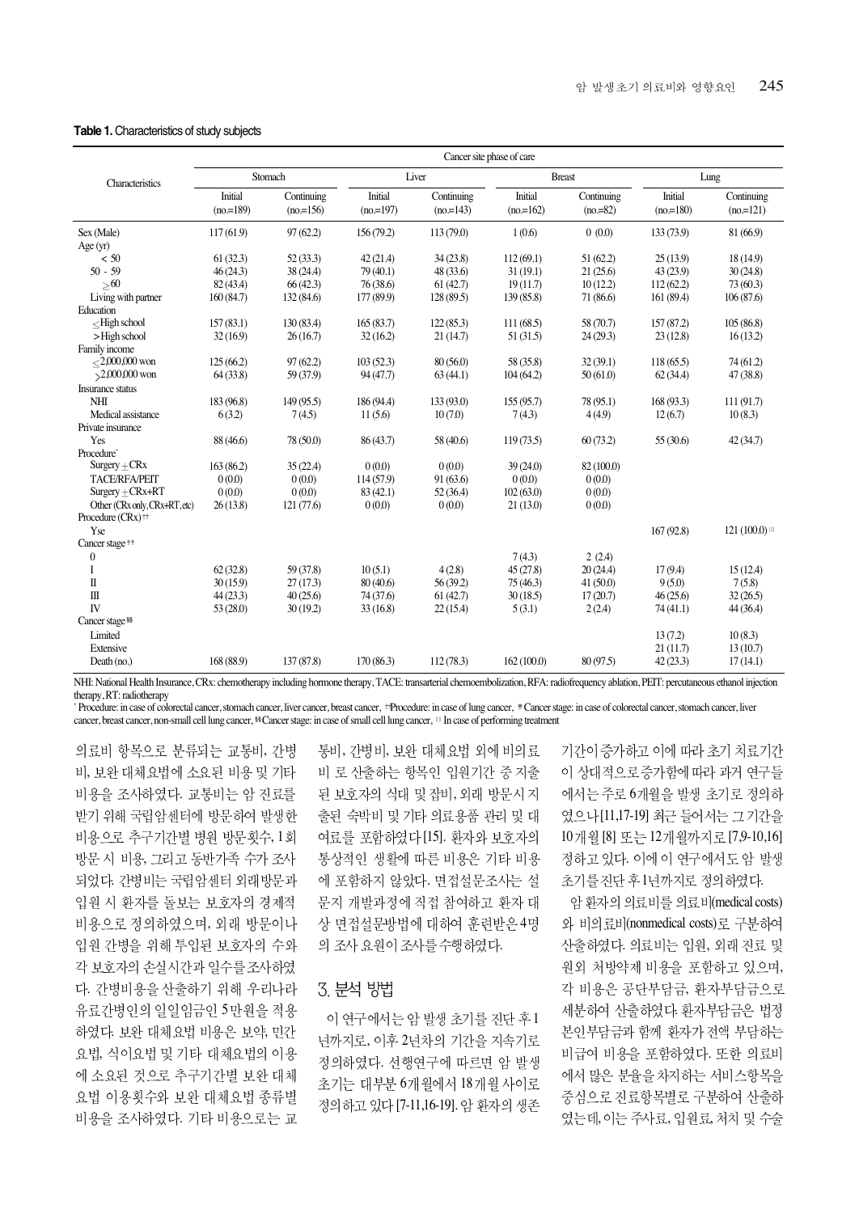**Table 1.** Characteristics of study subjects

| Characteristics | Cancer site phase of care | | | | | | | |
|---|---|---|---|---|---|---|---|---|
| | Stomach | | Liver | | Breast | | Lung | |
| | Initial (no.=189) | Continuing (no.=156) | Initial (no.=197) | Continuing (no.=143) | Initial (no.=162) | Continuing (no.=82) | Initial (no.=180) | Continuing (no.=121) |
| Sex (Male) | 117 (61.9) | 97 (62.2) | 156 (79.2) | 113 (79.0) | 1 (0.6) | 0 (0.0) | 133 (73.9) | 81 (66.9) |
| Age (yr) | | | | | | | | |
| < 50 | 61 (32.3) | 52 (33.3) | 42 (21.4) | 34 (23.8) | 112 (69.1) | 51 (62.2) | 25 (13.9) | 18 (14.9) |
| 50 - 59 | 46 (24.3) | 38 (24.4) | 79 (40.1) | 48 (33.6) | 31 (19.1) | 21 (25.6) | 43 (23.9) | 30 (24.8) |
| ≥60 | 82 (43.4) | 66 (42.3) | 76 (38.6) | 61 (42.7) | 19 (11.7) | 10 (12.2) | 112 (62.2) | 73 (60.3) |
| Living with partner | 160 (84.7) | 132 (84.6) | 177 (89.9) | 128 (89.5) | 139 (85.8) | 71 (86.6) | 161 (89.4) | 106 (87.6) |
| Education | | | | | | | | |
| ≤High school | 157 (83.1) | 130 (83.4) | 165 (83.7) | 122 (85.3) | 111 (68.5) | 58 (70.7) | 157 (87.2) | 105 (86.8) |
| >High school | 32 (16.9) | 26 (16.7) | 32 (16.2) | 21 (14.7) | 51 (31.5) | 24 (29.3) | 23 (12.8) | 16 (13.2) |
| Family income | | | | | | | | |
| ≤2,000,000 won | 125 (66.2) | 97 (62.2) | 103 (52.3) | 80 (56.0) | 58 (35.8) | 32 (39.1) | 118 (65.5) | 74 (61.2) |
| >2,000,000 won | 64 (33.8) | 59 (37.9) | 94 (47.7) | 63 (44.1) | 104 (64.2) | 50 (61.0) | 62 (34.4) | 47 (38.8) |
| Insurance status | | | | | | | | |
| NHI | 183 (96.8) | 149 (95.5) | 186 (94.4) | 133 (93.0) | 155 (95.7) | 78 (95.1) | 168 (93.3) | 111 (91.7) |
| Medical assistance | 6 (3.2) | 7 (4.5) | 11 (5.6) | 10 (7.0) | 7 (4.3) | 4 (4.9) | 12 (6.7) | 10 (8.3) |
| Private insurance | | | | | | | | |
| Yes | 88 (46.6) | 78 (50.0) | 86 (43.7) | 58 (40.6) | 119 (73.5) | 60 (73.2) | 55 (30.6) | 42 (34.7) |
| Procedure* | | | | | | | | |
| Surgery ± CRx | 163 (86.2) | 35 (22.4) | 0 (0.0) | 0 (0.0) | 39 (24.0) | 82 (100.0) | | |
| TACE/RFA/PEIT | 0 (0.0) | 0 (0.0) | 114 (57.9) | 91 (63.6) | 0 (0.0) | 0 (0.0) | | |
| Surgery ± CRx+RT | 0 (0.0) | 0 (0.0) | 83 (42.1) | 52 (36.4) | 102 (63.0) | 0 (0.0) | | |
| Other (CRx only, CRx+RT, etc) | 26 (13.8) | 121 (77.6) | 0 (0.0) | 0 (0.0) | 21 (13.0) | 0 (0.0) | | |
| Procedure (CRx)†† | | | | | | | | |
| Yse | | | | | | | 167 (92.8) | 121 (100.0)∥∥ |
| Cancer stage‡‡ | | | | | | | | |
| 0 | | | | | 7 (4.3) | 2 (2.4) | | |
| I | 62 (32.8) | 59 (37.8) | 10 (5.1) | 4 (2.8) | 45 (27.8) | 20 (24.4) | 17 (9.4) | 15 (12.4) |
| II | 30 (15.9) | 27 (17.3) | 80 (40.6) | 56 (39.2) | 75 (46.3) | 41 (50.0) | 9 (5.0) | 7 (5.8) |
| III | 44 (23.3) | 40 (25.6) | 74 (37.6) | 61 (42.7) | 30 (18.5) | 17 (20.7) | 46 (25.6) | 32 (26.5) |
| IV | 53 (28.0) | 30 (19.2) | 33 (16.8) | 22 (15.4) | 5 (3.1) | 2 (2.4) | 74 (41.1) | 44 (36.4) |
| Cancer stage§§ | | | | | | | | |
| Limited | | | | | | | 13 (7.2) | 10 (8.3) |
| Extensive | | | | | | | 21 (11.7) | 13 (10.7) |
| Death (no.) | 168 (88.9) | 137 (87.8) | 170 (86.3) | 112 (78.3) | 162 (100.0) | 80 (97.5) | 42 (23.3) | 17 (14.1) |

NHI: National Health Insurance, CRx: chemotherapy including hormone therapy, TACE: transarterial chemoembolization, RFA: radiofrequency ablation, PEIT: percutaneous ethanol injection therapy, RT: radiotherapy

* Procedure: in case of colorectal cancer, stomach cancer, liver cancer, breast cancer, ††Procedure: in case of lung cancer, ‡‡Cancer stage: in case of colorectal cancer, stomach cancer, liver cancer, breast cancer, non-small cell lung cancer, §§Cancer stage: in case of small cell lung cancer, ∥∥In case of performing treatment

의료비 항목으로 분류되는 교통비, 간병비, 보완 대체요법에 소요된 비용 및 기타 비용을 조사하였다. 교통비는 암 진료를 받기 위해 국립암센터에 방문하여 발생한 비용으로 추구기간별 병원 방문횟수, 1회 방문 시 비용, 그리고 동반가족 수가 조사되었다. 간병비는 국립암센터 외래방문과 입원 시 환자를 돌보는 보호자의 경제적 비용으로 정의하였으며, 외래 방문이나 입원 간병을 위해 투입된 보호자의 수와 각 보호자의 손실시간과 일수를 조사하였다. 간병비용을 산출하기 위해 우리나라 유료간병인의 일일임금인 5만원을 적용하였다. 보완 대체요법 비용은 보약, 민간요법, 식이요법 및 기타 대체요법의 이용에 소요된 것으로 추구기간별 보완 대체요법 이용횟수와 보완 대체요법 종류별 비용을 조사하였다. 기타 비용으로는 교통비, 간병비, 보완 대체요법 외에 비의료비 로 산출하는 항목인 입원기간 중 지출된 보호자의 식대 및 잡비, 외래 방문시 지출된 숙박비 및 기타 의료용품 관리 및 대여료를 포함하였다[15]. 환자와 보호자의 통상적인 생활에 따른 비용은 기타 비용에 포함하지 않았다. 면접설문조사는 설문지 개발과정에 직접 참여하고 환자 대상 면접설문방법에 대하여 훈련받은 4명의 조사 요원이 조사를 수행하였다.

### 3. 분석 방법

이 연구에서는 암 발생 초기를 진단 후 1년까지로, 이후 2년차의 기간을 지속기로 정의하였다. 선행연구에 따르면 암 발생 초기는 대부분 6개월에서 18개월 사이로 정의하고 있다 [7-11,16-19]. 암 환자의 생존기간이 증가하고 이에 따라 초기 치료기간이 상대적으로 증가함에 따라 과거 연구들에서는 주로 6개월을 발생 초기로 정의하였으나 [11,17-19] 최근 들어서는 그 기간을 10개월 [8] 또는 12개월까지로 [7,9-10,16] 정하고 있다. 이에 이 연구에서도 암 발생 초기를 진단 후 1년까지로 정의하였다.

암 환자의 의료비를 의료비(medical costs)와 비의료비(nonmedical costs)로 구분하여 산출하였다. 의료비는 입원, 외래 진료 및 원외 처방약제 비용을 포함하고 있으며, 각 비용은 공단부담금, 환자부담금으로 세분하여 산출하였다. 환자부담금은 법정 본인부담금과 함께 환자가 전액 부담하는 비급여 비용을 포함하였다. 또한 의료비에서 많은 분율을 차지하는 서비스항목을 중심으로 진료항목별로 구분하여 산출하였는데, 이는 주사료, 입원료, 처치 및 수술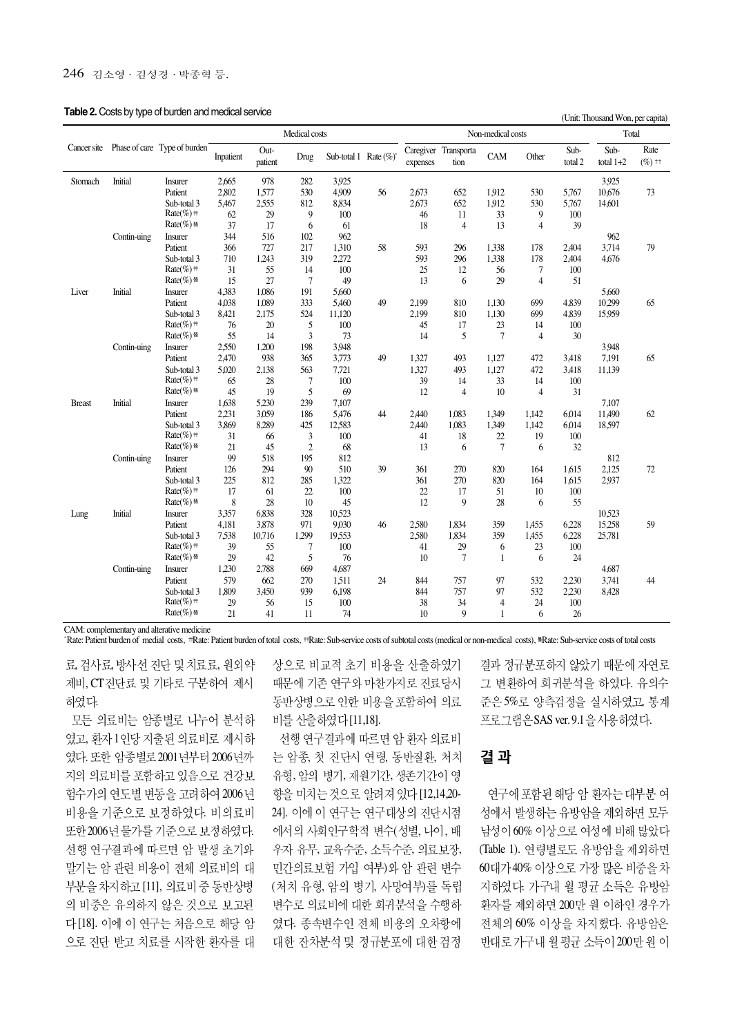**Table 2.** Costs by type of burden and medical service

(Unit: Thousand Won, per capita)

| Cancer site | Phase of care | Type of burden | Medical costs | | | | | Non-medical costs | | | | | Total | |
|---|---|---|---|---|---|---|---|---|---|---|---|---|---|---|
| | | | Inpatient | Out-patient | Drug | Sub-total 1 | Rate (%)* | Caregiver expenses | Transportation | CAM | Other | Sub-total 2 | Sub-total 1+2 | Rate (%) †† |
| Stomach | Initial | Insurer | 2,665 | 978 | 282 | 3,925 | | | | | | | 3,925 | |
| | | Patient | 2,802 | 1,577 | 530 | 4,909 | 56 | 2,673 | 652 | 1,912 | 530 | 5,767 | 10,676 | 73 |
| | | Sub-total 3 | 5,467 | 2,555 | 812 | 8,834 | | 2,673 | 652 | 1,912 | 530 | 5,767 | 14,601 | |
| | | Rate(%) ‡‡ | 62 | 29 | 9 | 100 | | 46 | 11 | 33 | 9 | 100 | | |
| | | Rate(%) §§ | 37 | 17 | 6 | 61 | | 18 | 4 | 13 | 4 | 39 | | |
| | Contin-uing | Insurer | 344 | 516 | 102 | 962 | | | | | | | 962 | |
| | | Patient | 366 | 727 | 217 | 1,310 | 58 | 593 | 296 | 1,338 | 178 | 2,404 | 3,714 | 79 |
| | | Sub-total 3 | 710 | 1,243 | 319 | 2,272 | | 593 | 296 | 1,338 | 178 | 2,404 | 4,676 | |
| | | Rate(%) ‡‡ | 31 | 55 | 14 | 100 | | 25 | 12 | 56 | 7 | 100 | | |
| | | Rate(%) §§ | 15 | 27 | 7 | 49 | | 13 | 6 | 29 | 4 | 51 | | |
| Liver | Initial | Insurer | 4,383 | 1,086 | 191 | 5,660 | | | | | | | 5,660 | |
| | | Patient | 4,038 | 1,089 | 333 | 5,460 | 49 | 2,199 | 810 | 1,130 | 699 | 4,839 | 10,299 | 65 |
| | | Sub-total 3 | 8,421 | 2,175 | 524 | 11,120 | | 2,199 | 810 | 1,130 | 699 | 4,839 | 15,959 | |
| | | Rate(%) ‡‡ | 76 | 20 | 5 | 100 | | 45 | 17 | 23 | 14 | 100 | | |
| | | Rate(%) §§ | 55 | 14 | 3 | 73 | | 14 | 5 | 7 | 4 | 30 | | |
| | Contin-uing | Insurer | 2,550 | 1,200 | 198 | 3,948 | | | | | | | 3,948 | |
| | | Patient | 2,470 | 938 | 365 | 3,773 | 49 | 1,327 | 493 | 1,127 | 472 | 3,418 | 7,191 | 65 |
| | | Sub-total 3 | 5,020 | 2,138 | 563 | 7,721 | | 1,327 | 493 | 1,127 | 472 | 3,418 | 11,139 | |
| | | Rate(%) ‡‡ | 65 | 28 | 7 | 100 | | 39 | 14 | 33 | 14 | 100 | | |
| | | Rate(%) §§ | 45 | 19 | 5 | 69 | | 12 | 4 | 10 | 4 | 31 | | |
| Breast | Initial | Insurer | 1,638 | 5,230 | 239 | 7,107 | | | | | | | 7,107 | |
| | | Patient | 2,231 | 3,059 | 186 | 5,476 | 44 | 2,440 | 1,083 | 1,349 | 1,142 | 6,014 | 11,490 | 62 |
| | | Sub-total 3 | 3,869 | 8,289 | 425 | 12,583 | | 2,440 | 1,083 | 1,349 | 1,142 | 6,014 | 18,597 | |
| | | Rate(%) ‡‡ | 31 | 66 | 3 | 100 | | 41 | 18 | 22 | 19 | 100 | | |
| | | Rate(%) §§ | 21 | 45 | 2 | 68 | | 13 | 6 | 7 | 6 | 32 | | |
| | Contin-uing | Insurer | 99 | 518 | 195 | 812 | | | | | | | 812 | |
| | | Patient | 126 | 294 | 90 | 510 | 39 | 361 | 270 | 820 | 164 | 1,615 | 2,125 | 72 |
| | | Sub-total 3 | 225 | 812 | 285 | 1,322 | | 361 | 270 | 820 | 164 | 1,615 | 2,937 | |
| | | Rate(%) ‡‡ | 17 | 61 | 22 | 100 | | 22 | 17 | 51 | 10 | 100 | | |
| | | Rate(%) §§ | 8 | 28 | 10 | 45 | | 12 | 9 | 28 | 6 | 55 | | |
| Lung | Initial | Insurer | 3,357 | 6,838 | 328 | 10,523 | | | | | | | 10,523 | |
| | | Patient | 4,181 | 3,878 | 971 | 9,030 | 46 | 2,580 | 1,834 | 359 | 1,455 | 6,228 | 15,258 | 59 |
| | | Sub-total 3 | 7,538 | 10,716 | 1,299 | 19,553 | | 2,580 | 1,834 | 359 | 1,455 | 6,228 | 25,781 | |
| | | Rate(%) ‡‡ | 39 | 55 | 7 | 100 | | 41 | 29 | 6 | 23 | 100 | | |
| | | Rate(%) §§ | 29 | 42 | 5 | 76 | | 10 | 7 | 1 | 6 | 24 | | |
| | Contin-uing | Insurer | 1,230 | 2,788 | 669 | 4,687 | | | | | | | 4,687 | |
| | | Patient | 579 | 662 | 270 | 1,511 | 24 | 844 | 757 | 97 | 532 | 2,230 | 3,741 | 44 |
| | | Sub-total 3 | 1,809 | 3,450 | 939 | 6,198 | | 844 | 757 | 97 | 532 | 2,230 | 8,428 | |
| | | Rate(%) ‡‡ | 29 | 56 | 15 | 100 | | 38 | 34 | 4 | 24 | 100 | | |
| | | Rate(%) §§ | 21 | 41 | 11 | 74 | | 10 | 9 | 1 | 6 | 26 | | |

CAM: complementary and alterative medicine

*Rate: Patient burden of medial costs, ††Rate: Patient burden of total costs, ‡‡Rate: Sub-service costs of subtotal costs (medical or non-medical costs), §§Rate: Sub-service costs of total costs

료, 검사료, 방사선 진단 및 치료료, 원외약제비, CT진단료 및 기타로 구분하여 제시하였다.

모든 의료비는 암종별로 나누어 분석하였고, 환자 1인당 지출된 의료비로 제시하였다. 또한 암종별로 2001년부터 2006년까지의 의료비를 포함하고 있음으로 건강보험수가의 연도별 변동을 고려하여 2006년 비용을 기준으로 보정하였다. 비의료비 또한 2006년 물가를 기준으로 보정하였다. 선행 연구결과에 따르면 암 발생 초기와 말기는 암 관련 비용이 전체 의료비의 대부분을 차지하고 [11], 의료비 중 동반상병의 비중은 유의하지 않은 것으로 보고된다 [18]. 이에 이 연구는 처음으로 해당 암으로 진단 받고 치료를 시작한 환자를 대상으로 비교적 초기 비용을 산출하였기 때문에 기존 연구와 마찬가지로 진료당시 동반상병으로 인한 비용을 포함하여 의료비를 산출하였다 [11,18].

선행 연구결과에 따르면 암 환자 의료비는 암종, 첫 진단시 연령, 동반질환, 처치 유형, 암의 병기, 재원기간, 생존기간이 영향을 미치는 것으로 알려져 있다 [12,14,20-24]. 이에 이 연구는 연구대상의 진단시점에서의 사회인구학적 변수(성별, 나이, 배우자 유무, 교육수준, 소득수준, 의료보장, 민간의료보험 가입 여부)와 암 관련 변수(처치 유형, 암의 병기, 사망여부)를 독립변수로 의료비에 대한 회귀분석을 수행하였다. 종속변수인 전체 비용의 오차항에 대한 잔차분석 및 정규분포에 대한 검정 결과 정규분포하지 않았기 때문에 자연로그 변환하여 회귀분석을 하였다. 유의수준은 5%로 양측검정을 실시하였고, 통계 프로그램은 SAS ver. 9.1을 사용하였다.

## 결 과

연구에 포함된 해당 암 환자는 대부분 여성에서 발생하는 유방암을 제외하면 모두 남성이 60% 이상으로 여성에 비해 많았다 (Table 1). 연령별로도 유방암을 제외하면 60대가 40% 이상으로 가장 많은 비중을 차지하였다. 가구내 월 평균 소득은 유방암 환자를 제외하면 200만 원 이하인 경우가 전체의 60% 이상을 차지했다. 유방암은 반대로 가구내 월 평균 소득이 200만 원 이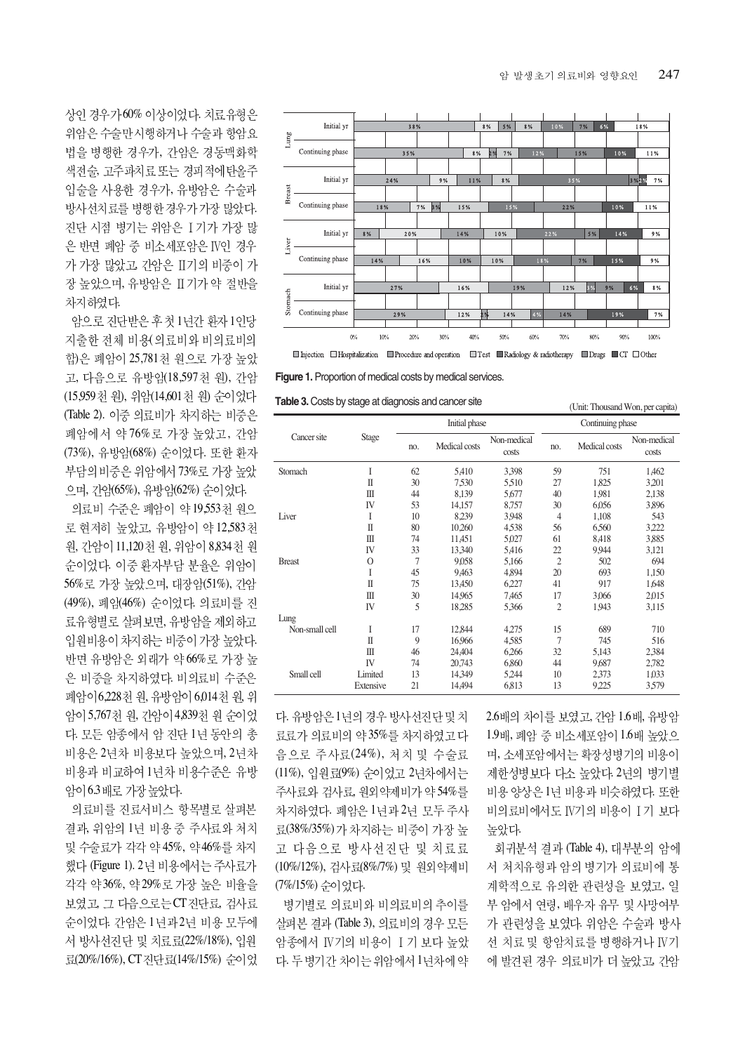상인 경우가 60% 이상이었다. 치료유형은 위암은 수술만 시행하거나 수술과 항암요법을 병행한 경우가, 간암은 경동맥화학색전술, 고주파치료 또는 경피적에탄올주입술을 사용한 경우가, 유방암은 수술과 방사선치료를 병행한 경우가 가장 많았다. 진단 시점 병기는 위암은 Ⅰ기가 가장 많은 반면 폐암 중 비소세포암은 Ⅳ인 경우가 가장 많았고, 간암은 Ⅱ기의 비중이 가장 높았으며, 유방암은 Ⅱ기가 약 절반을 차지하였다.

암으로 진단받은 후 첫 1년간 환자 1인당 지출한 전체 비용(의료비와 비의료비의 합)은 폐암이 25,781천 원으로 가장 높았고, 다음으로 유방암(18,597천 원), 간암(15,959천 원), 위암(14,601천 원) 순이었다 (Table 2). 이중 의료비가 차지하는 비중은 폐암에서 약 76%로 가장 높았고, 간암(73%), 유방암(68%) 순이었다. 또한 환자부담의 비중은 위암에서 73%로 가장 높았으며, 간암(65%), 유방암(62%) 순이었다.

의료비 수준은 폐암이 약 19,553천 원으로 현저히 높았고, 유방암이 약 12,583천 원, 간암이 11,120천 원, 위암이 8,834천 원 순이었다. 이중 환자부담 분율은 위암이 56%로 가장 높았으며, 대장암(51%), 간암(49%), 폐암(46%) 순이었다. 의료비를 진료유형별로 살펴보면, 유방암을 제외하고 입원비용이 차지하는 비중이 가장 높았다. 반면 유방암은 외래가 약 66%로 가장 높은 비중을 차지하였다. 비의료비 수준은 폐암이 6,228천 원, 유방암이 6,014천 원, 위암이 5,767천 원, 간암이 4,839천 원 순이었다. 모든 암종에서 암 진단 1년 동안의 총 비용은 2년차 비용보다 높았으며, 2년차 비용과 비교하여 1년차 비용수준은 유방암이 6.3배로 가장 높았다.

의료비를 진료서비스 항목별로 살펴본 결과, 위암의 1년 비용 중 주사료와 처치 및 수술료가 각각 약 45%, 약 46%를 차지했다 (Figure 1). 2년 비용에서는 주사료가 각각 약 36%, 약 29%로 가장 높은 비율을 보였고, 그 다음으로는 CT 진단료, 검사료 순이었다. 간암은 1년과 2년 비용 모두에서 방사선진단 및 치료료(22%/18%), 입원료(20%/16%), CT 진단료(14%/15%) 순이었다. 유방암은 1년의 경우 방사선진단 및 치료료가 의료비의 약 35%를 차지하였고 다음으로 주사료(24%), 처치 및 수술료(11%), 입원료(9%) 순이었고 2년차에서는 주사료와 검사료, 원외약제비가 약 54%를 차지하였다. 폐암은 1년과 2년 모두 주사료(38%/35%)가 차지하는 비중이 가장 높고 다음으로 방사선진단 및 치료료(10%/12%), 검사료(8%/7%) 및 원외약제비(7%/15%) 순이었다.

병기별로 의료비와 비의료비의 추이를 살펴본 결과 (Table 3), 의료비의 경우 모든 암종에서 Ⅳ기의 비용이 Ⅰ기 보다 높았다. 두 병기간 차이는 위암에서 1년차에 약 2.6배의 차이를 보였고, 간암 1.6배, 유방암 1.9배, 폐암 중 비소세포암이 1.6배 높았으며, 소세포암에서는 확장성병기의 비용이 제한성병보다 다소 높았다. 2년의 병기별 비용 양상은 1년 비용과 비슷하였다. 또한 비의료비에서도 Ⅳ기의 비용이 Ⅰ기 보다 높았다.

회귀분석 결과 (Table 4), 대부분의 암에서 처치유형과 암의 병기가 의료비에 통계학적으로 유의한 관련성을 보였고, 일부 암에서 연령, 배우자 유무 및 사망여부가 관련성을 보였다. 위암은 수술과 방사선 치료 및 항암치료를 병행하거나 Ⅳ기에 발견된 경우 의료비가 더 높았고, 간암

Lung: Initial yr, Continuing phase
Breast: Initial yr, Continuing phase
Liver: Initial yr, Continuing phase
Stomach: Initial yr, Continuing phase

Lung Initial yr: 38%, 8%, 5%, 8%, 10%, 7%, 6%, 18%
Lung Continuing phase: 35%, 8%, 2%, 7%, 12%, 15%, 10%, 11%
Breast Initial yr: 24%, 9%, 11%, 8%, 35%, 3%, 2%, 7%
Breast Continuing phase: 18%, 7%, 3%, 15%, 15%, 22%, 10%, 11%
Liver Initial yr: 8%, 20%, 14%, 10%, 22%, 5%, 14%, 9%
Liver Continuing phase: 14%, 16%, 10%, 10%, 18%, 7%, 15%, 9%
Stomach Initial yr: 27%, 16%, 19%, 12%, 3%, 9%, 6%, 8%
Stomach Continuing phase: 29%, 12%, 2%, 14%, 4%, 14%, 19%, 7%

0% 10% 20% 30% 40% 50% 60% 70% 80% 90% 100%

Injection, Hospitalization, Procedure and operation, Test, Radiology & radiotherapy, Drugs, CT, Other

**Figure 1.** Proportion of medical costs by medical services.

**Table 3.** Costs by stage at diagnosis and cancer site

(Unit: Thousand Won, per capita)

| Cancer site | Stage | Initial phase | | | Continuing phase | | |
|---|---|---|---|---|---|---|---|
| | | no. | Medical costs | Non-medical costs | no. | Medical costs | Non-medical costs |
| Stomach | Ⅰ | 62 | 5,410 | 3,398 | 59 | 751 | 1,462 |
| | Ⅱ | 30 | 7,530 | 5,510 | 27 | 1,825 | 3,201 |
| | Ⅲ | 44 | 8,139 | 5,677 | 40 | 1,981 | 2,138 |
| | Ⅳ | 53 | 14,157 | 8,757 | 30 | 6,056 | 3,896 |
| Liver | Ⅰ | 10 | 8,239 | 3,948 | 4 | 1,108 | 543 |
| | Ⅱ | 80 | 10,260 | 4,538 | 56 | 6,560 | 3,222 |
| | Ⅲ | 74 | 11,451 | 5,027 | 61 | 8,418 | 3,885 |
| | Ⅳ | 33 | 13,340 | 5,416 | 22 | 9,944 | 3,121 |
| Breast | O | 7 | 9,058 | 5,166 | 2 | 502 | 694 |
| | Ⅰ | 45 | 9,463 | 4,894 | 20 | 693 | 1,150 |
| | Ⅱ | 75 | 13,450 | 6,227 | 41 | 917 | 1,648 |
| | Ⅲ | 30 | 14,965 | 7,465 | 17 | 3,066 | 2,015 |
| | Ⅳ | 5 | 18,285 | 5,366 | 2 | 1,943 | 3,115 |
| Lung | | | | | | | |
| Non-small cell | Ⅰ | 17 | 12,844 | 4,275 | 15 | 689 | 710 |
| | Ⅱ | 9 | 16,966 | 4,585 | 7 | 745 | 516 |
| | Ⅲ | 46 | 24,404 | 6,266 | 32 | 5,143 | 2,384 |
| | Ⅳ | 74 | 20,743 | 6,860 | 44 | 9,687 | 2,782 |
| Small cell | Limited | 13 | 14,349 | 5,244 | 10 | 2,373 | 1,033 |
| | Extensive | 21 | 14,494 | 6,813 | 13 | 9,225 | 3,579 |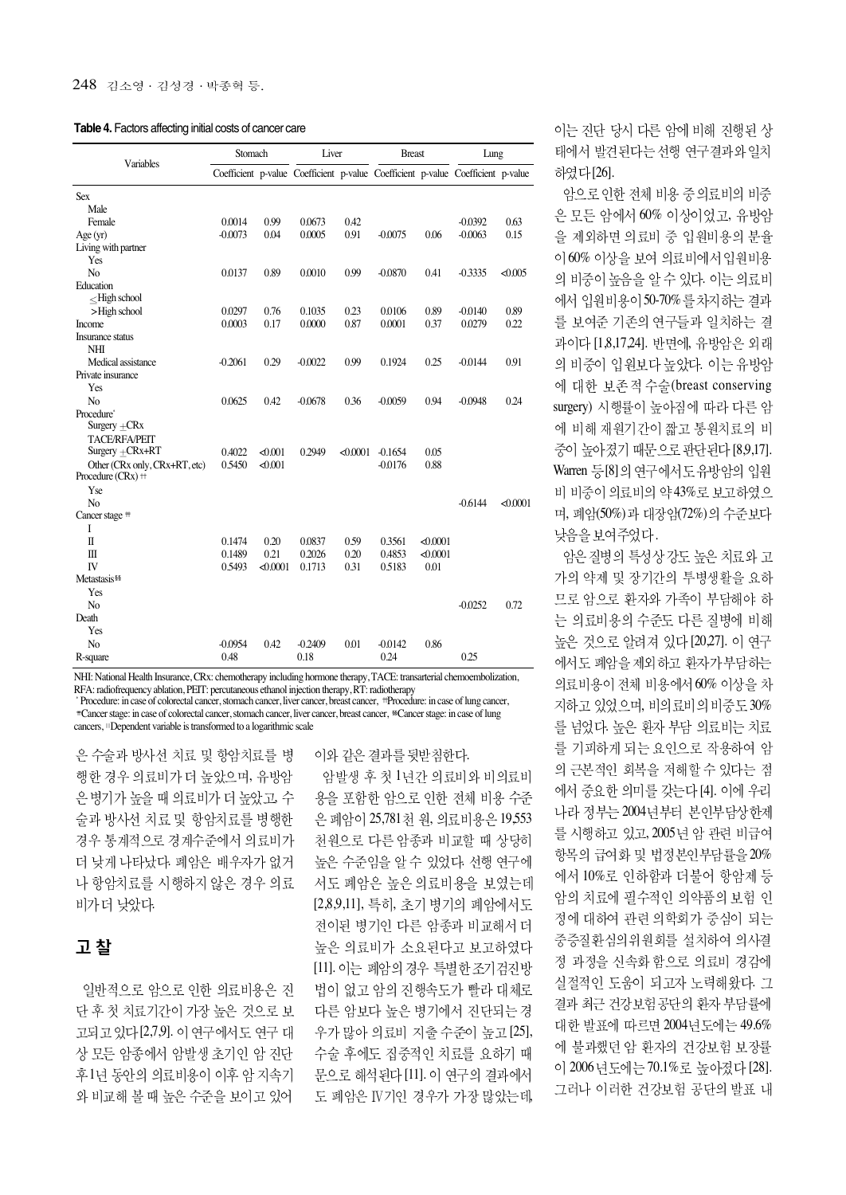**Table 4.** Factors affecting initial costs of cancer care

| Variables | Stomach | | Liver | | Breast | | Lung | |
|---|---|---|---|---|---|---|---|---|
| | Coefficient | p-value | Coefficient | p-value | Coefficient | p-value | Coefficient | p-value |
| Sex | | | | | | | | |
| Male | | | | | | | | |
| Female | 0.0014 | 0.99 | 0.0673 | 0.42 | | | -0.0392 | 0.63 |
| Age (yr) | -0.0073 | 0.04 | 0.0005 | 0.91 | -0.0075 | 0.06 | -0.0063 | 0.15 |
| Living with partner | | | | | | | | |
| Yes | | | | | | | | |
| No | 0.0137 | 0.89 | 0.0010 | 0.99 | -0.0870 | 0.41 | -0.3335 | <0.005 |
| Education | | | | | | | | |
| ≤High school | | | | | | | | |
| >High school | 0.0297 | 0.76 | 0.1035 | 0.23 | 0.0106 | 0.89 | -0.0140 | 0.89 |
| Income | 0.0003 | 0.17 | 0.0000 | 0.87 | 0.0001 | 0.37 | 0.0279 | 0.22 |
| Insurance status | | | | | | | | |
| NHI | | | | | | | | |
| Medical assistance | -0.2061 | 0.29 | -0.0022 | 0.99 | 0.1924 | 0.25 | -0.0144 | 0.91 |
| Private insurance | | | | | | | | |
| Yes | | | | | | | | |
| No | 0.0625 | 0.42 | -0.0678 | 0.36 | -0.0059 | 0.94 | -0.0948 | 0.24 |
| Procedure* | | | | | | | | |
| Surgery ±CRx | | | | | | | | |
| TACE/RFA/PEIT | | | | | | | | |
| Surgery ±CRx+RT | 0.4022 | <0.001 | 0.2949 | <0.0001 | -0.1654 | 0.05 | | |
| Other (CRx only, CRx+RT, etc) | 0.5450 | <0.001 | | | -0.0176 | 0.88 | | |
| Procedure (CRx) †† | | | | | | | | |
| Yse | | | | | | | | |
| No | | | | | | | -0.6144 | <0.0001 |
| Cancer stage ‡‡ | | | | | | | | |
| I | | | | | | | | |
| II | 0.1474 | 0.20 | 0.0837 | 0.59 | 0.3561 | <0.0001 | | |
| III | 0.1489 | 0.21 | 0.2026 | 0.20 | 0.4853 | <0.0001 | | |
| IV | 0.5493 | <0.0001 | 0.1713 | 0.31 | 0.5183 | 0.01 | | |
| Metastasis §§ | | | | | | | | |
| Yes | | | | | | | | |
| No | | | | | | | -0.0252 | 0.72 |
| Death | | | | | | | | |
| Yes | | | | | | | | |
| No | -0.0954 | 0.42 | -0.2409 | 0.01 | -0.0142 | 0.86 | | |
| R-square | 0.48 | | 0.18 | | 0.24 | | 0.25 | |

NHI: National Health Insurance, CRx: chemotherapy including hormone therapy, TACE: transarterial chemoembolization, RFA: radiofrequency ablation, PEIT: percutaneous ethanol injection therapy, RT: radiotherapy
* Procedure: in case of colorectal cancer, stomach cancer, liver cancer, breast cancer, ††Procedure: in case of lung cancer, ‡‡Cancer stage: in case of colorectal cancer, stomach cancer, liver cancer, breast cancer, §§Cancer stage: in case of lung cancers, ||Dependent variable is transformed to a logarithmic scale

은 수술과 방사선 치료 및 항암치료를 병행한 경우 의료비가 더 높았으며, 유방암은 병기가 높을 때 의료비가 더 높았고, 수술과 방사선 치료 및 항암치료를 병행한 경우 통계적으로 경계수준에서 의료비가 더 낮게 나타났다. 폐암은 배우자가 없거나 항암치료를 시행하지 않은 경우 의료비가 더 낮았다.

## 고 찰

일반적으로 암으로 인한 의료비용은 진단 후 첫 치료기간이 가장 높은 것으로 보고되고 있다[2,7,9]. 이 연구에서도 연구 대상 모든 암종에서 암발생 초기인 암 진단 후1년 동안의 의료비용이 이후 암 지속기와 비교해 볼 때 높은 수준을 보이고 있어 이와 같은 결과를 뒷받침한다.

암발생 후 첫 1년간 의료비와 비의료비용을 포함한 암으로 인한 전체 비용 수준은 폐암이 25,781천 원, 의료비용은 19,553천원으로 다른 암종과 비교할 때 상당히 높은 수준임을 알 수 있었다. 선행 연구에서도 폐암은 높은 의료비용을 보였는데 [2,8,9,11], 특히, 초기 병기의 폐암에서도 전이된 병기인 다른 암종과 비교해서 더 높은 의료비가 소요된다고 보고하였다 [11]. 이는 폐암의 경우 특별한 조기검진방법이 없고 암의 진행속도가 빨라 대체로 다른 암보다 높은 병기에서 진단되는 경우가 많아 의료비 지출 수준이 높고 [25], 수술 후에도 집중적인 치료를 요하기 때문으로 해석된다 [11]. 이 연구의 결과에서도 폐암은 IV기인 경우가 가장 많았는데, 이는 진단 당시 다른 암에 비해 진행된 상태에서 발견된다는 선행 연구결과와 일치하였다 [26].

암으로 인한 전체 비용 중 의료비의 비중은 모든 암에서 60% 이상이었고, 유방암을 제외하면 의료비 중 입원비용의 분율이 60% 이상을 보여 의료비에서 입원비용의 비중이 높음을 알 수 있다. 이는 의료비에서 입원비용이 50-70%를 차지하는 결과를 보여준 기존의 연구들과 일치하는 결과이다 [1,8,17,24]. 반면에, 유방암은 외래의 비중이 입원보다 높았다. 이는 유방암에 대한 보존적 수술(breast conserving surgery) 시행률이 높아짐에 따라 다른 암에 비해 재원기간이 짧고 통원치료의 비중이 높아졌기 때문으로 판단된다 [8,9,17]. Warren 등 [8]의 연구에서도 유방암의 입원비 비중이 의료비의 약 43%로 보고하였으며, 폐암(50%)과 대장암(72%)의 수준보다 낮음을 보여주었다.

암은 질병의 특성상 강도 높은 치료와 고가의 약제 및 장기간의 투병생활을 요하므로 암으로 환자와 가족이 부담해야 하는 의료비용의 수준도 다른 질병에 비해 높은 것으로 알려져 있다 [20,27]. 이 연구에서도 폐암을 제외하고 환자가 부담하는 의료비용이 전체 비용에서 60% 이상을 차지하고 있었으며, 비의료비의 비중도 30%를 넘었다. 높은 환자 부담 의료비는 치료를 기피하게 되는 요인으로 작용하여 암의 근본적인 회복을 저해할 수 있다는 점에서 중요한 의미를 갖는다 [4]. 이에 우리나라 정부는 2004년부터 본인부담상한제를 시행하고 있고, 2005년 암 관련 비급여 항목의 급여화 및 법정본인부담률을 20%에서 10%로 인하함과 더불어 항암제 등 암의 치료에 필수적인 의약품의 보험 인정에 대하여 관련 의학회가 중심이 되는 중증질환심의위원회를 설치하여 의사결정 과정을 신속화 함으로 의료비 경감에 실질적인 도움이 되고자 노력해왔다. 그 결과 최근 건강보험공단의 환자 부담률에 대한 발표에 따르면 2004년도에는 49.6%에 불과했던 암 환자의 건강보험 보장률이 2006년도에는 70.1%로 높아졌다 [28]. 그러나 이러한 건강보험 공단의 발표 내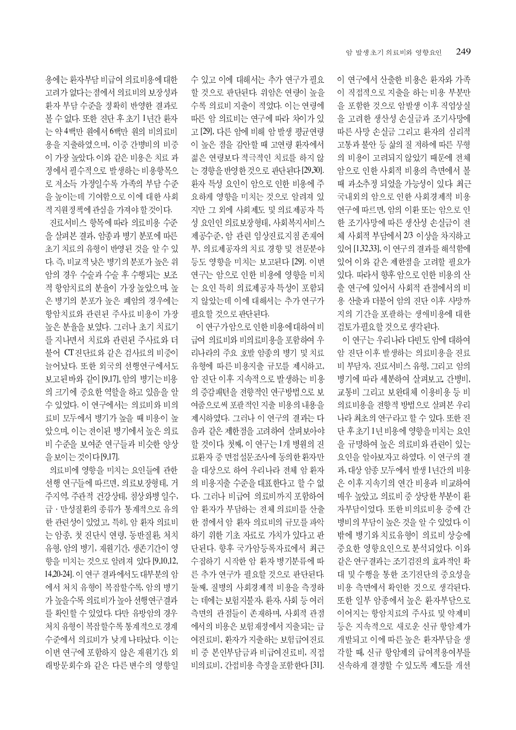용에는 환자부담 비급여 의료비용에 대한 고려가 없다는 점에서 의료비의 보장성과 환자 부담 수준을 정확히 반영한 결과로 볼 수 없다. 또한 진단 후 초기 1년간 환자는 약 4백만 원에서 6백만 원의 비의료비용을 지출하였으며, 이중 간병비의 비중이 가장 높았다. 이와 같은 비용은 치료 과정에서 필수적으로 발생하는 비용항목으로 저소득 가정일수록 가족의 부담 수준을 높이는데 기여함으로 이에 대한 사회적 지원정책에 관심을 가져야 할 것이다.

진료서비스 항목에 따라 의료비용 수준을 살펴본 결과, 암종과 병기 분포에 따른 초기 치료의 유형이 반영된 것을 알 수 있다. 즉, 비교적 낮은 병기의 분포가 높은 위암의 경우 수술과 수술 후 수행되는 보조적 항암치료의 분율이 가장 높았으며, 높은 병기의 분포가 높은 폐암의 경우에는 항암치료와 관련된 주사료 비용이 가장 높은 분율을 보였다. 그러나 초기 치료기를 지나면서 치료와 관련된 주사료와 더불어 CT진단료와 같은 검사료의 비중이 늘어났다. 또한 외국의 선행연구에서도 보고된바와 같이 [9,17], 암의 병기는 비용의 크기에 중요한 역할을 하고 있음을 알 수 있었다. 이 연구에서는 의료비와 비의료비 모두에서 병기가 높을 때 비용이 높았으며, 이는 전이된 병기에서 높은 의료비 수준을 보여준 연구들과 비슷한 양상을 보이는 것이다 [9,17].

의료비에 영향을 미치는 요인들에 관한 선행 연구들에 따르면, 의료보장형태, 거주지역, 주관적 건강상태, 침상와병 일수, 급·만성질환의 종류가 통계적으로 유의한 관련성이 있었고, 특히, 암 환자 의료비는 암종, 첫 진단시 연령, 동반질환, 처치 유형, 암의 병기, 재원기간, 생존기간이 영향을 미치는 것으로 알려져 있다 [9,10,12,14,20-24]. 이 연구 결과에서도 대부분의 암에서 처치 유형이 복잡할수록, 암의 병기가 높을수록 의료비가 높아 선행연구결과를 확인할 수 있었다. 다만 유방암의 경우 처치 유형이 복잡할수록 통계적으로 경계 수준에서 의료비가 낮게 나타났다. 이는 이번 연구에 포함하지 않은 재원기간, 외래방문회수와 같은 다른 변수의 영향일 수 있고 이에 대해서는 추가 연구가 필요할 것으로 판단된다. 위암은 연령이 높을수록 의료비 지출이 적었다. 이는 연령에 따른 암 의료비는 연구에 따라 차이가 있고 [29], 다른 암에 비해 암 발생 평균연령이 높은 점을 감안할 때 고연령 환자에서 젊은 연령보다 적극적인 치료를 하지 않는 경향을 반영한 것으로 판단된다 [29,30]. 환자 특성 요인이 암으로 인한 비용에 주요하게 영향을 미치는 것으로 알려져 있지만 그 외에 사회제도 및 의료제공자 특성 요인인 의료보장형태, 사회복지서비스 제공수준, 암 관련 임상진료지침 존재여부, 의료제공자의 치료 경향 및 전문분야 등도 영향을 미치는 보고된다 [29]. 이번 연구는 암으로 인한 비용에 영향을 미치는 요인 특히 의료제공자 특성이 포함되지 않았는데 이에 대해서는 추가 연구가 필요할 것으로 판단된다.

이 연구가 암으로 인한 비용에 대하여 비급여 의료비와 비의료비용을 포함하여 우리나라의 주요 호발 암종의 병기 및 치료 유형에 따른 비용지출 규모를 제시하고, 암 진단 이후 지속적으로 발생하는 비용의 증감패턴을 전향적인 연구방법으로 보여줌으로써 포괄적인 지출 비용의 내용을 제시하였다. 그러나 이 연구의 결과는 다음과 같은 제한점을 고려하여 살펴보아야 할 것이다. 첫째, 이 연구는 1개 병원의 진료환자 중 면접설문조사에 동의한 환자만을 대상으로 하여 우리나라 전체 암 환자의 비용지출 수준을 대표한다고 할 수 없다. 그러나 비급여 의료비까지 포함하여 암 환자가 부담하는 전체 의료비를 산출한 점에서 암 환자 의료비의 규모를 파악하기 위한 기초 자료로 가치가 있다고 판단된다. 향후 국가암등록자료에서 최근 수집하기 시작한 암 환자 병기분류에 따른 추가 연구가 필요할 것으로 판단된다. 둘째, 질병의 사회경제적 비용을 측정하는 데에는 보험지불자, 환자, 사회 등 여러 측면의 관점들이 존재하며, 사회적 관점에서의 비용은 보험재정에서 지출되는 급여진료비, 환자가 지출하는 보험급여진료비 중 본인부담금과 비급여진료비, 직접비의료비, 간접비용 측정을 포함한다 [31]. 이 연구에서 산출한 비용은 환자와 가족이 직접적으로 지출을 하는 비용 부분만을 포함한 것으로 암발생 이후 직업상실을 고려한 생산성 손실금과 조기사망에 따른 사망 손실금 그리고 환자의 심리적 고통과 불안 등 삶의 질 저하에 따른 무형의 비용이 고려되지 않았기 때문에 전체 암으로 인한 사회적 비용의 측면에서 볼 때 과소추정 되었을 가능성이 있다. 최근 국내외의 암으로 인한 사회경제적 비용 연구에 따르면, 암의 이환 또는 암으로 인한 조기사망에 따른 생산성 손실금이 전체 사회적 부담에서 2/3 이상을 차지하고 있어 [1,32,33], 이 연구의 결과를 해석함에 있어 이와 같은 제한점을 고려할 필요가 있다. 따라서 향후 암으로 인한 비용의 산출 연구에 있어서 사회적 관점에서의 비용 산출과 더불어 암의 진단 이후 사망까지의 기간을 포괄하는 생애비용에 대한 검토가 필요할 것으로 생각된다.

이 연구는 우리나라 다빈도 암에 대하여 암 진단 이후 발생하는 의료비용을 진료비 부담자, 진료서비스 유형, 그리고 암의 병기에 따라 세분하여 살펴보고, 간병비, 교통비 그리고 보완대체 이용비용 등 비의료비용을 전향적 방법으로 살펴본 우리나라 최초의 연구라고 할 수 있다. 또한 진단 후 초기 1년 비용에 영향을 미치는 요인을 규명하여 높은 의료비와 관련이 있는 요인을 알아보자고 하였다. 이 연구의 결과, 대상 암종 모두에서 발생 1년간의 비용은 이후 지속기의 연간 비용과 비교하여 매우 높았고, 의료비 중 상당한 부분이 환자부담이었다. 또한 비의료비용 중에 간병비의 부담이 높은 것을 알 수 있었다. 이밖에 병기와 치료유형이 의료비 상승에 중요한 영향요인으로 분석되었다. 이와 같은 연구결과는 조기검진의 효과적인 확대 및 수행을 통한 조기진단의 중요성을 비용 측면에서 확인한 것으로 생각된다. 또한 일부 암종에서 높은 환자부담으로 이어지는 항암치료의 주사료 및 약제비 등은 지속적으로 새로운 신규 항암제가 개발되고 이에 따른 높은 환자부담을 생각할 때, 신규 항암제의 급여적용여부를 신속하게 결정할 수 있도록 제도를 개선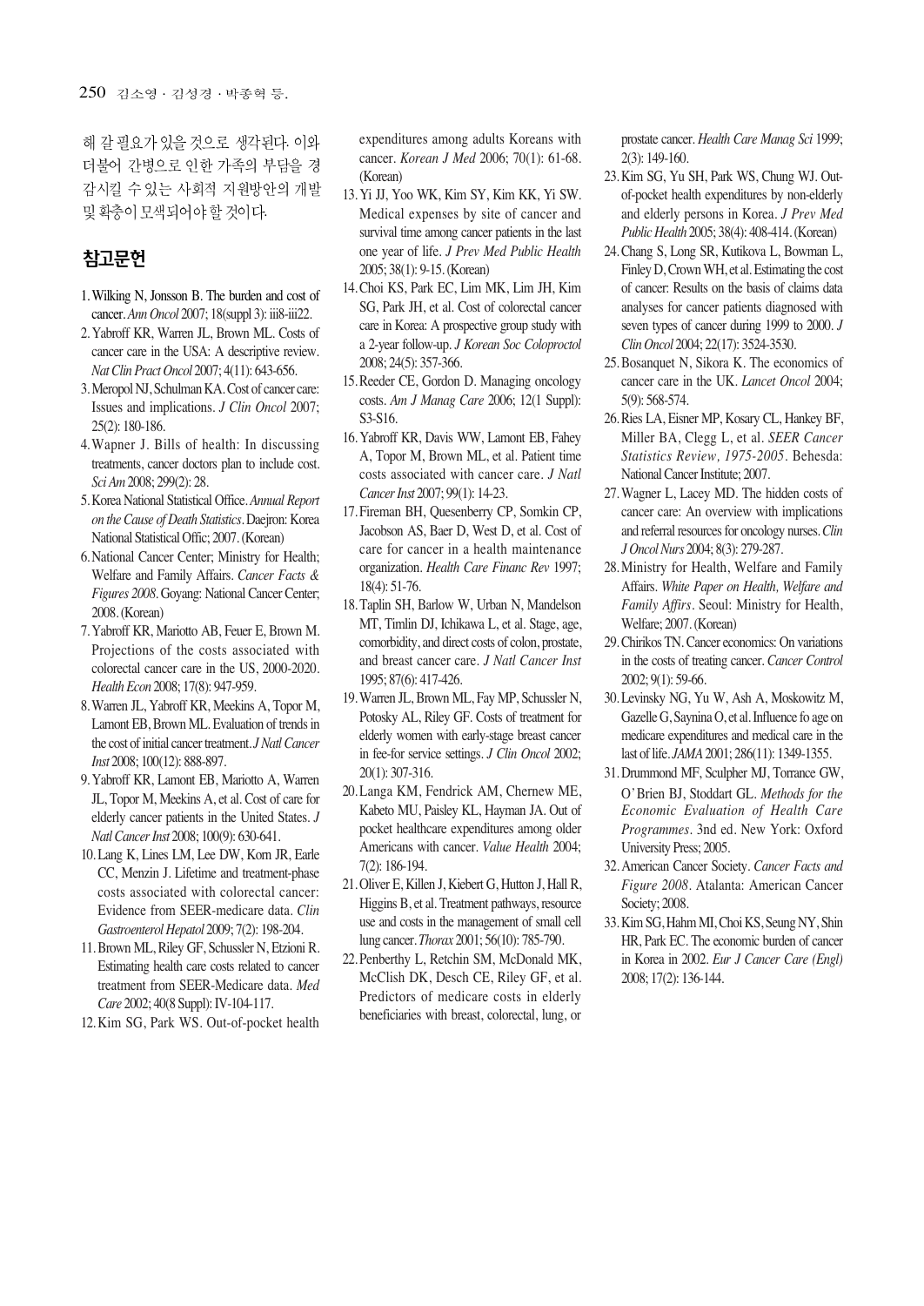해 갈 필요가 있을 것으로 생각된다. 이와 더불어 간병으로 인한 가족의 부담을 경감시킬 수 있는 사회적 지원방안의 개발 및 확충이 모색되어야 할 것이다.

## 참고문헌

1. Wilking N, Jonsson B. The burden and cost of cancer. *Ann Oncol* 2007; 18(suppl 3): iii8-iii22.
2. Yabroff KR, Warren JL, Brown ML. Costs of cancer care in the USA: A descriptive review. *Nat Clin Pract Oncol* 2007; 4(11): 643-656.
3. Meropol NJ, Schulman KA. Cost of cancer care: Issues and implications. *J Clin Oncol* 2007; 25(2): 180-186.
4. Wapner J. Bills of health: In discussing treatments, cancer doctors plan to include cost. *Sci Am* 2008; 299(2): 28.
5. Korea National Statistical Office. *Annual Report on the Cause of Death Statistics*. Daejron: Korea National Statistical Offic; 2007. (Korean)
6. National Cancer Center; Ministry for Health; Welfare and Family Affairs. *Cancer Facts & Figures 2008*. Goyang: National Cancer Center; 2008. (Korean)
7. Yabroff KR, Mariotto AB, Feuer E, Brown M. Projections of the costs associated with colorectal cancer care in the US, 2000-2020. *Health Econ* 2008; 17(8): 947-959.
8. Warren JL, Yabroff KR, Meekins A, Topor M, Lamont EB, Brown ML. Evaluation of trends in the cost of initial cancer treatment. *J Natl Cancer Inst* 2008; 100(12): 888-897.
9. Yabroff KR, Lamont EB, Mariotto A, Warren JL, Topor M, Meekins A, et al. Cost of care for elderly cancer patients in the United States. *J Natl Cancer Inst* 2008; 100(9): 630-641.
10. Lang K, Lines LM, Lee DW, Korn JR, Earle CC, Menzin J. Lifetime and treatment-phase costs associated with colorectal cancer: Evidence from SEER-medicare data. *Clin Gastroenterol Hepatol* 2009; 7(2): 198-204.
11. Brown ML, Riley GF, Schussler N, Etzioni R. Estimating health care costs related to cancer treatment from SEER-Medicare data. *Med Care* 2002; 40(8 Suppl): IV-104-117.
12. Kim SG, Park WS. Out-of-pocket health expenditures among adults Koreans with cancer. *Korean J Med* 2006; 70(1): 61-68. (Korean)
13. Yi JJ, Yoo WK, Kim SY, Kim KK, Yi SW. Medical expenses by site of cancer and survival time among cancer patients in the last one year of life. *J Prev Med Public Health* 2005; 38(1): 9-15. (Korean)
14. Choi KS, Park EC, Lim MK, Lim JH, Kim SG, Park JH, et al. Cost of colorectal cancer care in Korea: A prospective group study with a 2-year follow-up. *J Korean Soc Coloproctol* 2008; 24(5): 357-366.
15. Reeder CE, Gordon D. Managing oncology costs. *Am J Manag Care* 2006; 12(1 Suppl): S3-S16.
16. Yabroff KR, Davis WW, Lamont EB, Fahey A, Topor M, Brown ML, et al. Patient time costs associated with cancer care. *J Natl Cancer Inst* 2007; 99(1): 14-23.
17. Fireman BH, Quesenberry CP, Somkin CP, Jacobson AS, Baer D, West D, et al. Cost of care for cancer in a health maintenance organization. *Health Care Financ Rev* 1997; 18(4): 51-76.
18. Taplin SH, Barlow W, Urban N, Mandelson MT, Timlin DJ, Ichikawa L, et al. Stage, age, comorbidity, and direct costs of colon, prostate, and breast cancer care. *J Natl Cancer Inst* 1995; 87(6): 417-426.
19. Warren JL, Brown ML, Fay MP, Schussler N, Potosky AL, Riley GF. Costs of treatment for elderly women with early-stage breast cancer in fee-for service settings. *J Clin Oncol* 2002; 20(1): 307-316.
20. Langa KM, Fendrick AM, Chernew ME, Kabeto MU, Paisley KL, Hayman JA. Out of pocket healthcare expenditures among older Americans with cancer. *Value Health* 2004; 7(2): 186-194.
21. Oliver E, Killen J, Kiebert G, Hutton J, Hall R, Higgins B, et al. Treatment pathways, resource use and costs in the management of small cell lung cancer. *Thorax* 2001; 56(10): 785-790.
22. Penberthy L, Retchin SM, McDonald MK, McClish DK, Desch CE, Riley GF, et al. Predictors of medicare costs in elderly beneficiaries with breast, colorectal, lung, or prostate cancer. *Health Care Manag Sci* 1999; 2(3): 149-160.
23. Kim SG, Yu SH, Park WS, Chung WJ. Out-of-pocket health expenditures by non-elderly and elderly persons in Korea. *J Prev Med Public Health* 2005; 38(4): 408-414. (Korean)
24. Chang S, Long SR, Kutikova L, Bowman L, Finley D, Crown WH, et al. Estimating the cost of cancer: Results on the basis of claims data analyses for cancer patients diagnosed with seven types of cancer during 1999 to 2000. *J Clin Oncol* 2004; 22(17): 3524-3530.
25. Bosanquet N, Sikora K. The economics of cancer care in the UK. *Lancet Oncol* 2004; 5(9): 568-574.
26. Ries LA, Eisner MP, Kosary CL, Hankey BF, Miller BA, Clegg L, et al. *SEER Cancer Statistics Review, 1975-2005*. Behesda: National Cancer Institute; 2007.
27. Wagner L, Lacey MD. The hidden costs of cancer care: An overview with implications and referral resources for oncology nurses. *Clin J Oncol Nurs* 2004; 8(3): 279-287.
28. Ministry for Health, Welfare and Family Affairs. *White Paper on Health, Welfare and Family Affirs*. Seoul: Ministry for Health, Welfare; 2007. (Korean)
29. Chirikos TN. Cancer economics: On variations in the costs of treating cancer. *Cancer Control* 2002; 9(1): 59-66.
30. Levinsky NG, Yu W, Ash A, Moskowitz M, Gazelle G, Saynina O, et al. Influence fo age on medicare expenditures and medical care in the last of life. *JAMA* 2001; 286(11): 1349-1355.
31. Drummond MF, Sculpher MJ, Torrance GW, O'Brien BJ, Stoddart GL. *Methods for the Economic Evaluation of Health Care Programmes*. 3nd ed. New York: Oxford University Press; 2005.
32. American Cancer Society. *Cancer Facts and Figure 2008*. Atalanta: American Cancer Society; 2008.
33. Kim SG, Hahm MI, Choi KS, Seung NY, Shin HR, Park EC. The economic burden of cancer in Korea in 2002. *Eur J Cancer Care (Engl)* 2008; 17(2): 136-144.